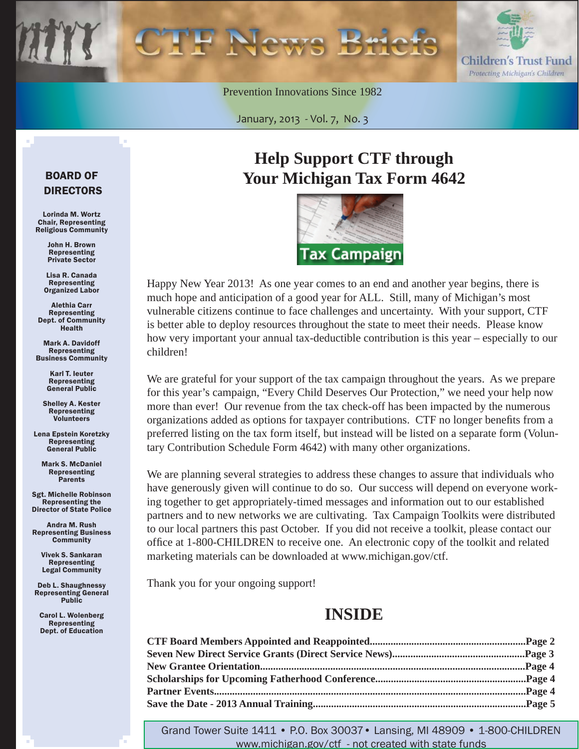# CTF News Briefs

Children's Trust Fund
*Protecting Michigan's Children*

Prevention Innovations Since 1982

January, 2013 - Vol. 7, No. 3

## BOARD OF DIRECTORS

**Lorinda M. Wortz**
Chair, Representing Religious Community

**John H. Brown**
Representing Private Sector

**Lisa R. Canada**
Representing Organized Labor

**Alethia Carr**
Representing Dept. of Community Health

**Mark A. Davidoff**
Representing Business Community

**Karl T. Ieuter**
Representing General Public

**Shelley A. Kester**
Representing Volunteers

**Lena Epstein Koretzky**
Representing General Public

**Mark S. McDaniel**
Representing Parents

**Sgt. Michelle Robinson**
Representing the Director of State Police

**Andra M. Rush**
Representing Business Community

**Vivek S. Sankaran**
Representing Legal Community

**Deb L. Shaughnessy**
Representing General Public

**Carol L. Wolenberg**
Representing Dept. of Education

# Help Support CTF through Your Michigan Tax Form 4642

Tax Campaign

Happy New Year 2013! As one year comes to an end and another year begins, there is much hope and anticipation of a good year for ALL. Still, many of Michigan's most vulnerable citizens continue to face challenges and uncertainty. With your support, CTF is better able to deploy resources throughout the state to meet their needs. Please know how very important your annual tax-deductible contribution is this year – especially to our children!

We are grateful for your support of the tax campaign throughout the years. As we prepare for this year's campaign, "Every Child Deserves Our Protection," we need your help now more than ever! Our revenue from the tax check-off has been impacted by the numerous organizations added as options for taxpayer contributions. CTF no longer benefits from a preferred listing on the tax form itself, but instead will be listed on a separate form (Voluntary Contribution Schedule Form 4642) with many other organizations.

We are planning several strategies to address these changes to assure that individuals who have generously given will continue to do so. Our success will depend on everyone working together to get appropriately-timed messages and information out to our established partners and to new networks we are cultivating. Tax Campaign Toolkits were distributed to our local partners this past October. If you did not receive a toolkit, please contact our office at 1-800-CHILDREN to receive one. An electronic copy of the toolkit and related marketing materials can be downloaded at www.michigan.gov/ctf.

Thank you for your ongoing support!

## INSIDE

**CTF Board Members Appointed and Reappointed....................Page 2**
**Seven New Direct Service Grants (Direct Service News)....................Page 3**
**New Grantee Orientation....................Page 4**
**Scholarships for Upcoming Fatherhood Conference....................Page 4**
**Partner Events....................Page 4**
**Save the Date - 2013 Annual Training....................Page 5**

Grand Tower Suite 1411 • P.O. Box 30037 • Lansing, MI 48909 • 1-800-CHILDREN
www.michigan.gov/ctf - not created with state funds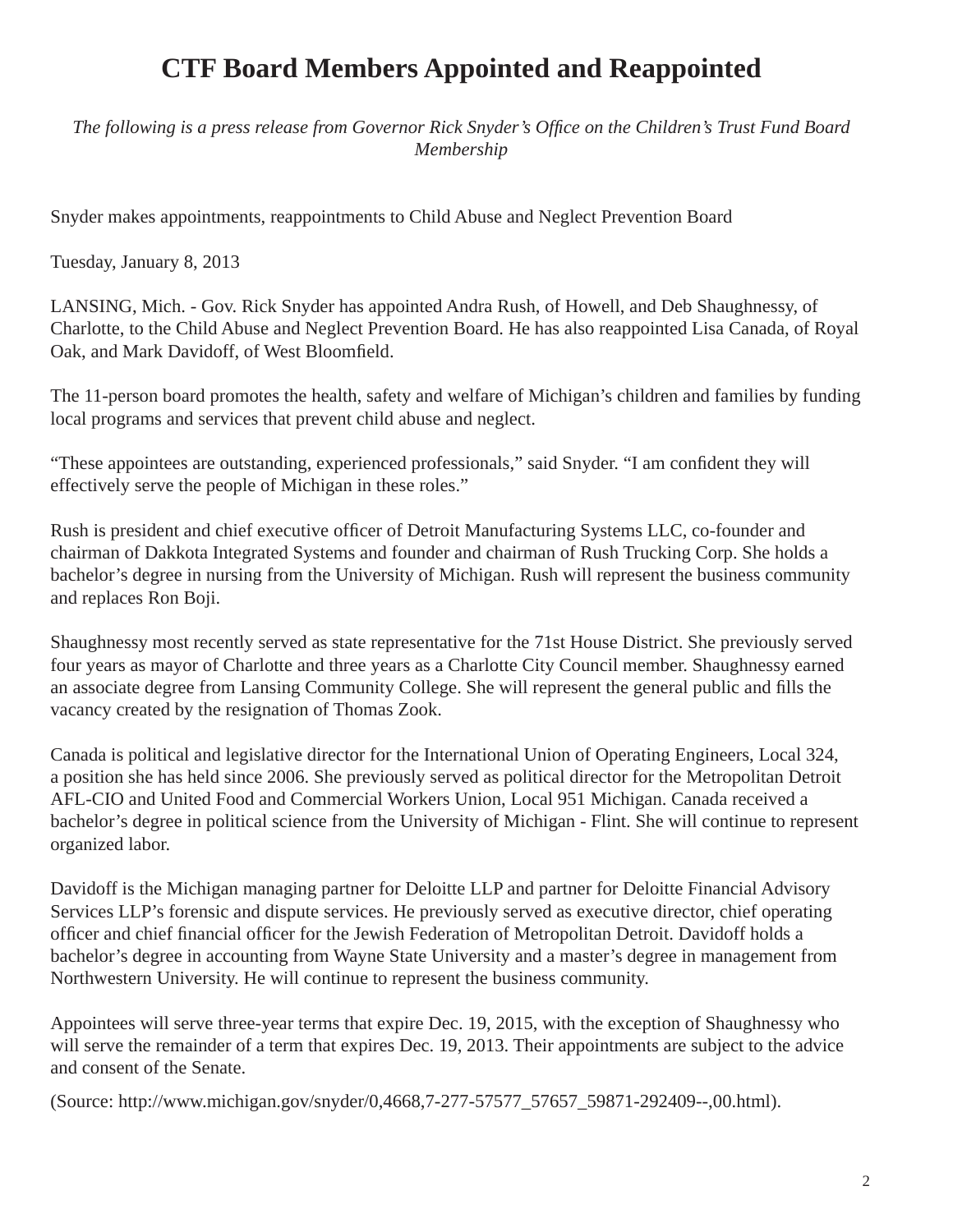# CTF Board Members Appointed and Reappointed

*The following is a press release from Governor Rick Snyder's Office on the Children's Trust Fund Board Membership*

Snyder makes appointments, reappointments to Child Abuse and Neglect Prevention Board

Tuesday, January 8, 2013

LANSING, Mich. - Gov. Rick Snyder has appointed Andra Rush, of Howell, and Deb Shaughnessy, of Charlotte, to the Child Abuse and Neglect Prevention Board. He has also reappointed Lisa Canada, of Royal Oak, and Mark Davidoff, of West Bloomfield.

The 11-person board promotes the health, safety and welfare of Michigan's children and families by funding local programs and services that prevent child abuse and neglect.

"These appointees are outstanding, experienced professionals," said Snyder. "I am confident they will effectively serve the people of Michigan in these roles."

Rush is president and chief executive officer of Detroit Manufacturing Systems LLC, co-founder and chairman of Dakkota Integrated Systems and founder and chairman of Rush Trucking Corp. She holds a bachelor's degree in nursing from the University of Michigan. Rush will represent the business community and replaces Ron Boji.

Shaughnessy most recently served as state representative for the 71st House District. She previously served four years as mayor of Charlotte and three years as a Charlotte City Council member. Shaughnessy earned an associate degree from Lansing Community College. She will represent the general public and fills the vacancy created by the resignation of Thomas Zook.

Canada is political and legislative director for the International Union of Operating Engineers, Local 324, a position she has held since 2006. She previously served as political director for the Metropolitan Detroit AFL-CIO and United Food and Commercial Workers Union, Local 951 Michigan. Canada received a bachelor's degree in political science from the University of Michigan - Flint. She will continue to represent organized labor.

Davidoff is the Michigan managing partner for Deloitte LLP and partner for Deloitte Financial Advisory Services LLP's forensic and dispute services. He previously served as executive director, chief operating officer and chief financial officer for the Jewish Federation of Metropolitan Detroit. Davidoff holds a bachelor's degree in accounting from Wayne State University and a master's degree in management from Northwestern University. He will continue to represent the business community.

Appointees will serve three-year terms that expire Dec. 19, 2015, with the exception of Shaughnessy who will serve the remainder of a term that expires Dec. 19, 2013. Their appointments are subject to the advice and consent of the Senate.

(Source: http://www.michigan.gov/snyder/0,4668,7-277-57577_57657_59871-292409--,00.html).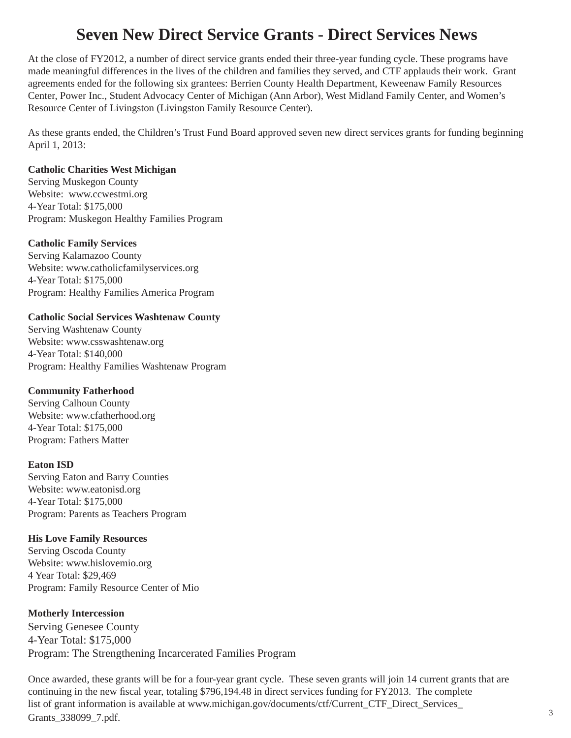# Seven New Direct Service Grants - Direct Services News

At the close of FY2012, a number of direct service grants ended their three-year funding cycle. These programs have made meaningful differences in the lives of the children and families they served, and CTF applauds their work. Grant agreements ended for the following six grantees: Berrien County Health Department, Keweenaw Family Resources Center, Power Inc., Student Advocacy Center of Michigan (Ann Arbor), West Midland Family Center, and Women's Resource Center of Livingston (Livingston Family Resource Center).

As these grants ended, the Children's Trust Fund Board approved seven new direct services grants for funding beginning April 1, 2013:

**Catholic Charities West Michigan**
Serving Muskegon County
Website: www.ccwestmi.org
4-Year Total: $175,000
Program: Muskegon Healthy Families Program

**Catholic Family Services**
Serving Kalamazoo County
Website: www.catholicfamilyservices.org
4-Year Total: $175,000
Program: Healthy Families America Program

**Catholic Social Services Washtenaw County**
Serving Washtenaw County
Website: www.csswashtenaw.org
4-Year Total: $140,000
Program: Healthy Families Washtenaw Program

**Community Fatherhood**
Serving Calhoun County
Website: www.cfatherhood.org
4-Year Total: $175,000
Program: Fathers Matter

**Eaton ISD**
Serving Eaton and Barry Counties
Website: www.eatonisd.org
4-Year Total: $175,000
Program: Parents as Teachers Program

**His Love Family Resources**
Serving Oscoda County
Website: www.hislovemio.org
4 Year Total: $29,469
Program: Family Resource Center of Mio

**Motherly Intercession**
Serving Genesee County
4-Year Total: $175,000
Program: The Strengthening Incarcerated Families Program

Once awarded, these grants will be for a four-year grant cycle. These seven grants will join 14 current grants that are continuing in the new fiscal year, totaling $796,194.48 in direct services funding for FY2013. The complete list of grant information is available at www.michigan.gov/documents/ctf/Current_CTF_Direct_Services_Grants_338099_7.pdf.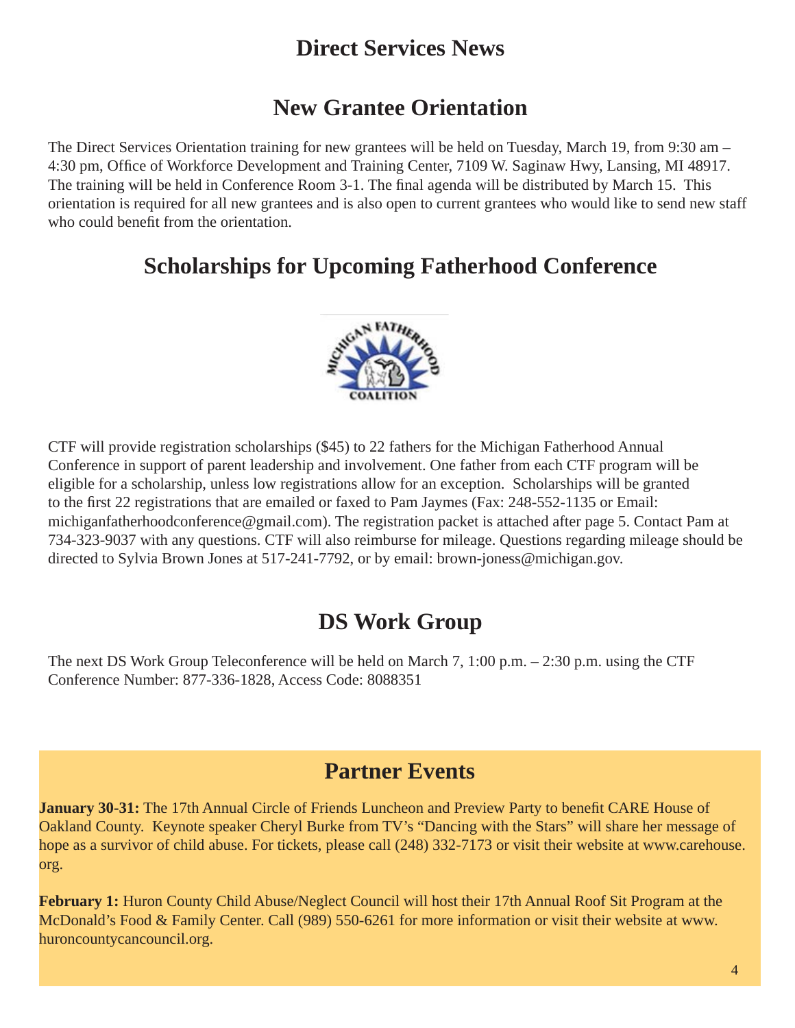# Direct Services News

## New Grantee Orientation

The Direct Services Orientation training for new grantees will be held on Tuesday, March 19, from 9:30 am – 4:30 pm, Office of Workforce Development and Training Center, 7109 W. Saginaw Hwy, Lansing, MI 48917. The training will be held in Conference Room 3-1. The final agenda will be distributed by March 15. This orientation is required for all new grantees and is also open to current grantees who would like to send new staff who could benefit from the orientation.

## Scholarships for Upcoming Fatherhood Conference

CTF will provide registration scholarships ($45) to 22 fathers for the Michigan Fatherhood Annual Conference in support of parent leadership and involvement. One father from each CTF program will be eligible for a scholarship, unless low registrations allow for an exception. Scholarships will be granted to the first 22 registrations that are emailed or faxed to Pam Jaymes (Fax: 248-552-1135 or Email: michiganfatherhoodconference@gmail.com). The registration packet is attached after page 5. Contact Pam at 734-323-9037 with any questions. CTF will also reimburse for mileage. Questions regarding mileage should be directed to Sylvia Brown Jones at 517-241-7792, or by email: brown-joness@michigan.gov.

## DS Work Group

The next DS Work Group Teleconference will be held on March 7, 1:00 p.m. – 2:30 p.m. using the CTF Conference Number: 877-336-1828, Access Code: 8088351

## Partner Events

**January 30-31:** The 17th Annual Circle of Friends Luncheon and Preview Party to benefit CARE House of Oakland County. Keynote speaker Cheryl Burke from TV's "Dancing with the Stars" will share her message of hope as a survivor of child abuse. For tickets, please call (248) 332-7173 or visit their website at www.carehouse.org.

**February 1:** Huron County Child Abuse/Neglect Council will host their 17th Annual Roof Sit Program at the McDonald's Food & Family Center. Call (989) 550-6261 for more information or visit their website at www.huroncountycancouncil.org.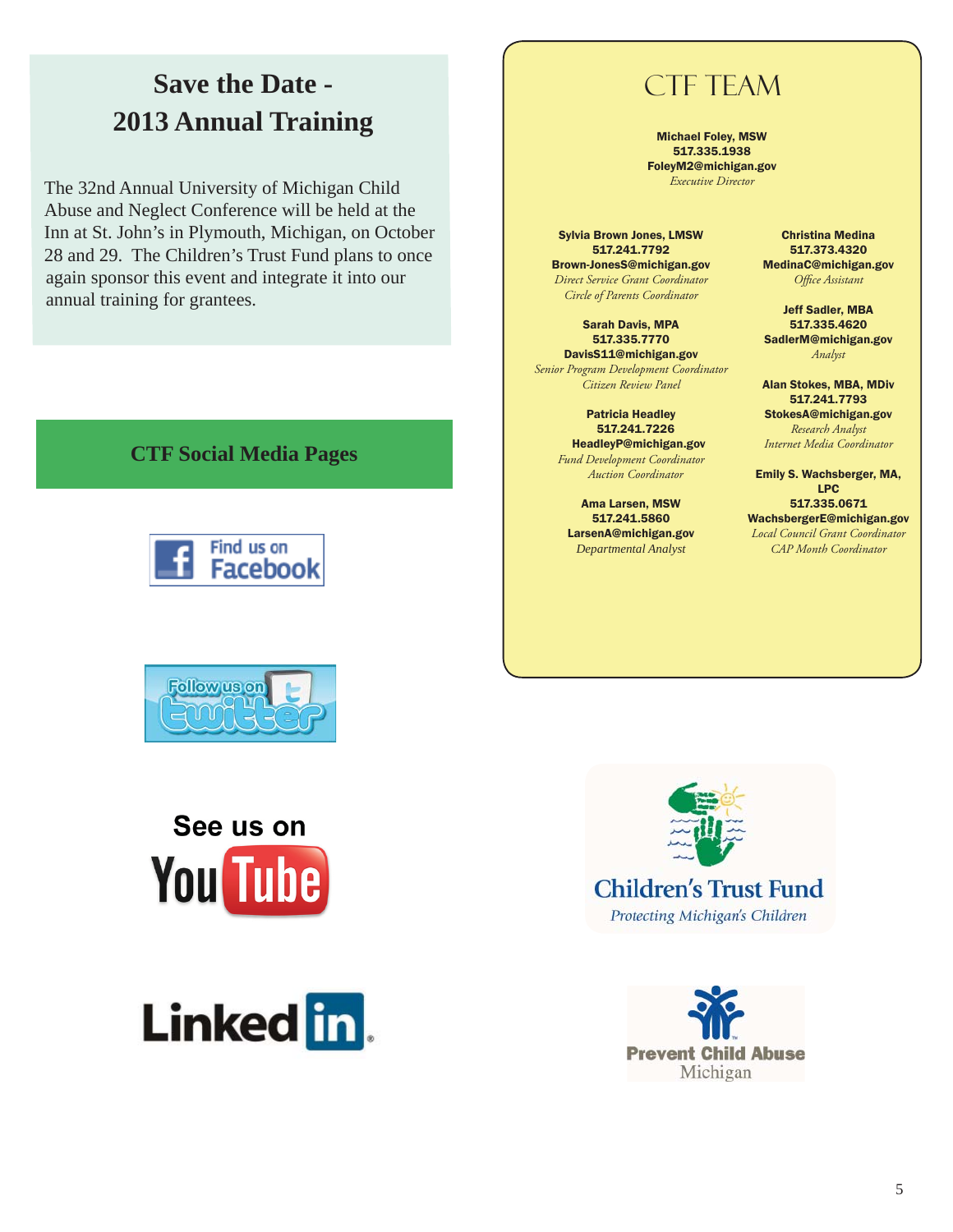# Save the Date - 2013 Annual Training

The 32nd Annual University of Michigan Child Abuse and Neglect Conference will be held at the Inn at St. John's in Plymouth, Michigan, on October 28 and 29. The Children's Trust Fund plans to once again sponsor this event and integrate it into our annual training for grantees.

## CTF Social Media Pages

Find us on Facebook

Follow us on twitter

See us on YouTube

LinkedIn

# CTF TEAM

**Michael Foley, MSW**
**517.335.1938**
**FoleyM2@michigan.gov**
*Executive Director*

**Sylvia Brown Jones, LMSW**
**517.241.7792**
**Brown-JonesS@michigan.gov**
*Direct Service Grant Coordinator*
*Circle of Parents Coordinator*

**Sarah Davis, MPA**
**517.335.7770**
**DavisS11@michigan.gov**
*Senior Program Development Coordinator*
*Citizen Review Panel*

**Patricia Headley**
**517.241.7226**
**HeadleyP@michigan.gov**
*Fund Development Coordinator*
*Auction Coordinator*

**Ama Larsen, MSW**
**517.241.5860**
**LarsenA@michigan.gov**
*Departmental Analyst*

**Christina Medina**
**517.373.4320**
**MedinaC@michigan.gov**
*Office Assistant*

**Jeff Sadler, MBA**
**517.335.4620**
**SadlerM@michigan.gov**
*Analyst*

**Alan Stokes, MBA, MDiv**
**517.241.7793**
**StokesA@michigan.gov**
*Research Analyst*
*Internet Media Coordinator*

**Emily S. Wachsberger, MA, LPC**
**517.335.0671**
**WachsbergerE@michigan.gov**
*Local Council Grant Coordinator*
*CAP Month Coordinator*

Children's Trust Fund
*Protecting Michigan's Children*

Prevent Child Abuse
Michigan